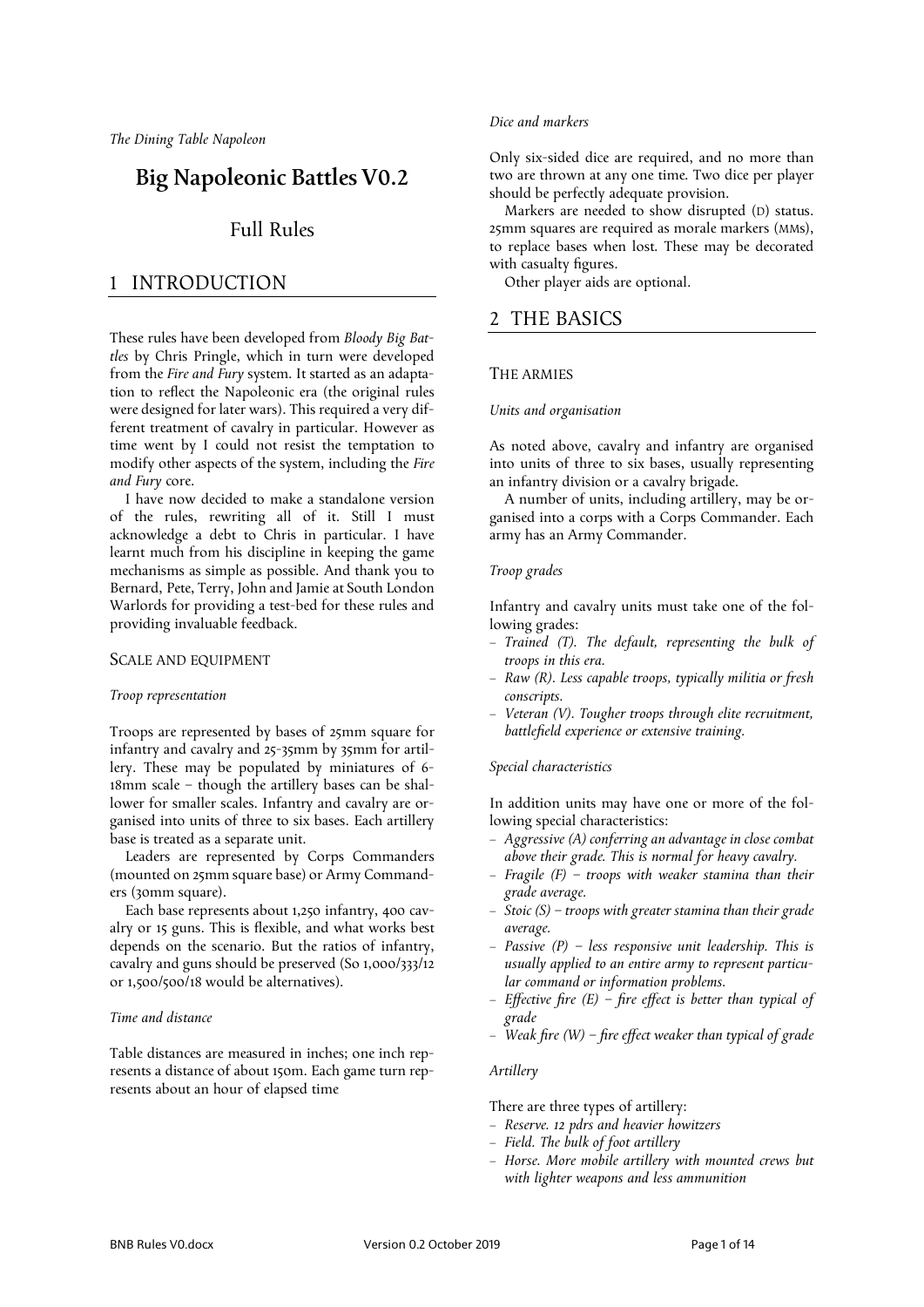*The Dining Table Napoleon*

# Big Napoleonic Battles V0.2

## Full Rules

## 1 INTRODUCTION

These rules have been developed from *Bloody Big Battles* by Chris Pringle, which in turn were developed from the *Fire and Fury* system. It started as an adaptation to reflect the Napoleonic era (the original rules were designed for later wars). This required a very different treatment of cavalry in particular. However as time went by I could not resist the temptation to modify other aspects of the system, including the *Fire and Fury* core.

I have now decided to make a standalone version of the rules, rewriting all of it. Still I must acknowledge a debt to Chris in particular. I have learnt much from his discipline in keeping the game mechanisms as simple as possible. And thank you to Bernard, Pete, Terry, John and Jamie at South London Warlords for providing a test-bed for these rules and providing invaluable feedback.

### SCALE AND EQUIPMENT

*Troop representation*

Troops are represented by bases of 25mm square for infantry and cavalry and 25-35mm by 35mm for artillery. These may be populated by miniatures of 6-18mm scale – though the artillery bases can be shallower for smaller scales. Infantry and cavalry are organised into units of three to six bases. Each artillery base is treated as a separate unit.

Leaders are represented by Corps Commanders (mounted on 25mm square base) or Army Commanders (30mm square).

Each base represents about 1,250 infantry, 400 cavalry or 15 guns. This is flexible, and what works best depends on the scenario. But the ratios of infantry, cavalry and guns should be preserved (So 1,000/333/12 or 1,500/500/18 would be alternatives).

*Time and distance*

Table distances are measured in inches; one inch represents a distance of about 150m. Each game turn represents about an hour of elapsed time

*Dice and markers*

Only six-sided dice are required, and no more than two are thrown at any one time. Two dice per player should be perfectly adequate provision.

Markers are needed to show disrupted (D) status. 25mm squares are required as morale markers (MMs), to replace bases when lost. These may be decorated with casualty figures.

Other player aids are optional.

## 2 THE BASICS

### THE ARMIES

*Units and organisation*

As noted above, cavalry and infantry are organised into units of three to six bases, usually representing an infantry division or a cavalry brigade.

A number of units, including artillery, may be organised into a corps with a Corps Commander. Each army has an Army Commander.

*Troop grades*

Infantry and cavalry units must take one of the following grades:

- *Trained (T). The default, representing the bulk of troops in this era.*
- *Raw (R). Less capable troops, typically militia or fresh conscripts.*
- *Veteran (V). Tougher troops through elite recruitment, battlefield experience or extensive training.*

*Special characteristics*

In addition units may have one or more of the following special characteristics:

- *Aggressive (A) conferring an advantage in close combat above their grade. This is normal for heavy cavalry.*
- *Fragile (F) – troops with weaker stamina than their grade average.*
- *Stoic (S) – troops with greater stamina than their grade average.*
- *Passive (P) – less responsive unit leadership. This is usually applied to an entire army to represent particular command or information problems.*
- *Effective fire (E) – fire effect is better than typical of grade*
- *Weak fire (W) – fire effect weaker than typical of grade*

*Artillery*

There are three types of artillery:

- *Reserve. 12 pdrs and heavier howitzers*
- *Field. The bulk of foot artillery*
- *Horse. More mobile artillery with mounted crews but with lighter weapons and less ammunition*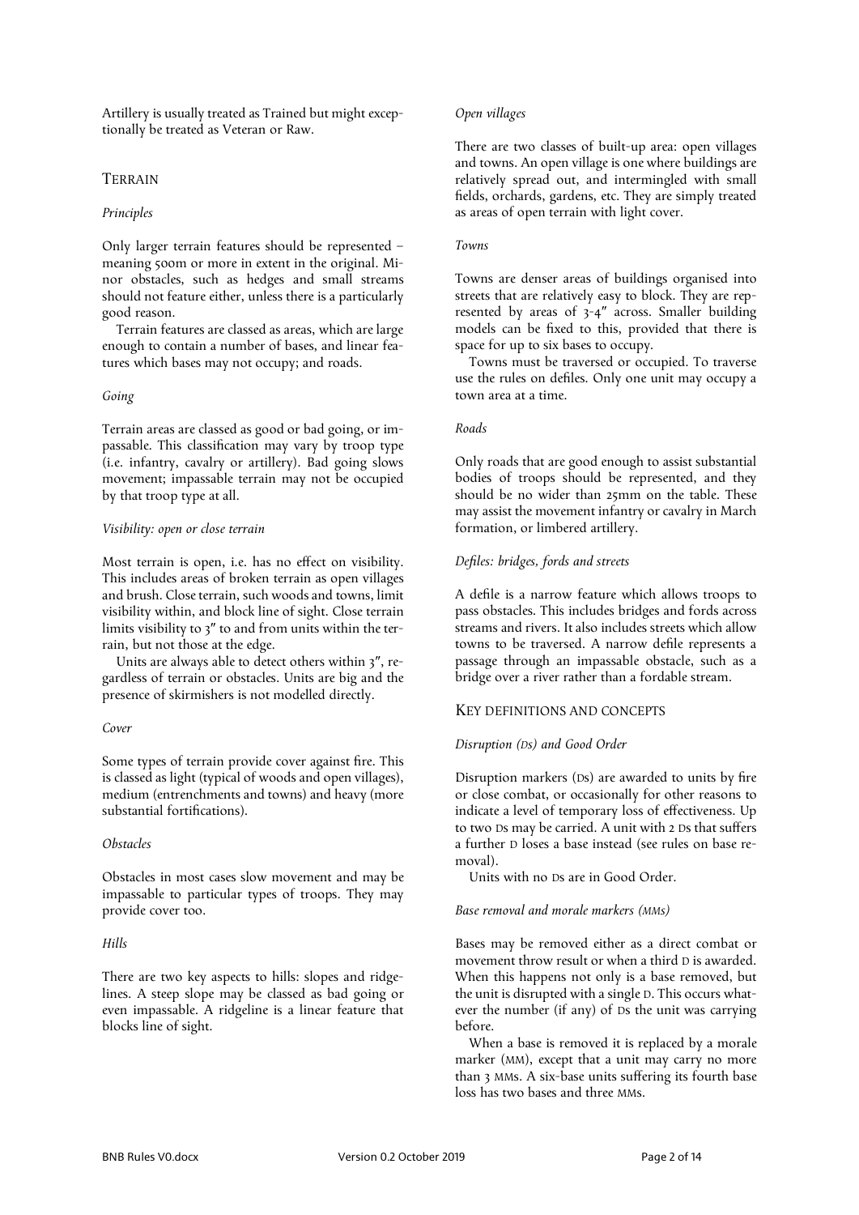Artillery is usually treated as Trained but might exceptionally be treated as Veteran or Raw.

## TERRAIN

### *Principles*

Only larger terrain features should be represented – meaning 500m or more in extent in the original. Minor obstacles, such as hedges and small streams should not feature either, unless there is a particularly good reason.

Terrain features are classed as areas, which are large enough to contain a number of bases, and linear features which bases may not occupy; and roads.

### *Going*

Terrain areas are classed as good or bad going, or impassable. This classification may vary by troop type (i.e. infantry, cavalry or artillery). Bad going slows movement; impassable terrain may not be occupied by that troop type at all.

### *Visibility: open or close terrain*

Most terrain is open, i.e. has no effect on visibility. This includes areas of broken terrain as open villages and brush. Close terrain, such woods and towns, limit visibility within, and block line of sight. Close terrain limits visibility to 3″ to and from units within the terrain, but not those at the edge.

Units are always able to detect others within 3″, regardless of terrain or obstacles. Units are big and the presence of skirmishers is not modelled directly.

### *Cover*

Some types of terrain provide cover against fire. This is classed as light (typical of woods and open villages), medium (entrenchments and towns) and heavy (more substantial fortifications).

### *Obstacles*

Obstacles in most cases slow movement and may be impassable to particular types of troops. They may provide cover too.

### *Hills*

There are two key aspects to hills: slopes and ridgelines. A steep slope may be classed as bad going or even impassable. A ridgeline is a linear feature that blocks line of sight.

### *Open villages*

There are two classes of built-up area: open villages and towns. An open village is one where buildings are relatively spread out, and intermingled with small fields, orchards, gardens, etc. They are simply treated as areas of open terrain with light cover.

### *Towns*

Towns are denser areas of buildings organised into streets that are relatively easy to block. They are represented by areas of 3-4″ across. Smaller building models can be fixed to this, provided that there is space for up to six bases to occupy.

Towns must be traversed or occupied. To traverse use the rules on defiles. Only one unit may occupy a town area at a time.

### *Roads*

Only roads that are good enough to assist substantial bodies of troops should be represented, and they should be no wider than 25mm on the table. These may assist the movement infantry or cavalry in March formation, or limbered artillery.

### *Defiles: bridges, fords and streets*

A defile is a narrow feature which allows troops to pass obstacles. This includes bridges and fords across streams and rivers. It also includes streets which allow towns to be traversed. A narrow defile represents a passage through an impassable obstacle, such as a bridge over a river rather than a fordable stream.

## KEY DEFINITIONS AND CONCEPTS

### *Disruption (Ds) and Good Order*

Disruption markers (Ds) are awarded to units by fire or close combat, or occasionally for other reasons to indicate a level of temporary loss of effectiveness. Up to two Ds may be carried. A unit with 2 Ds that suffers a further D loses a base instead (see rules on base removal).

Units with no Ds are in Good Order.

### *Base removal and morale markers (MMs)*

Bases may be removed either as a direct combat or movement throw result or when a third D is awarded. When this happens not only is a base removed, but the unit is disrupted with a single D. This occurs whatever the number (if any) of Ds the unit was carrying before.

When a base is removed it is replaced by a morale marker (MM), except that a unit may carry no more than 3 MMs. A six-base units suffering its fourth base loss has two bases and three MMs.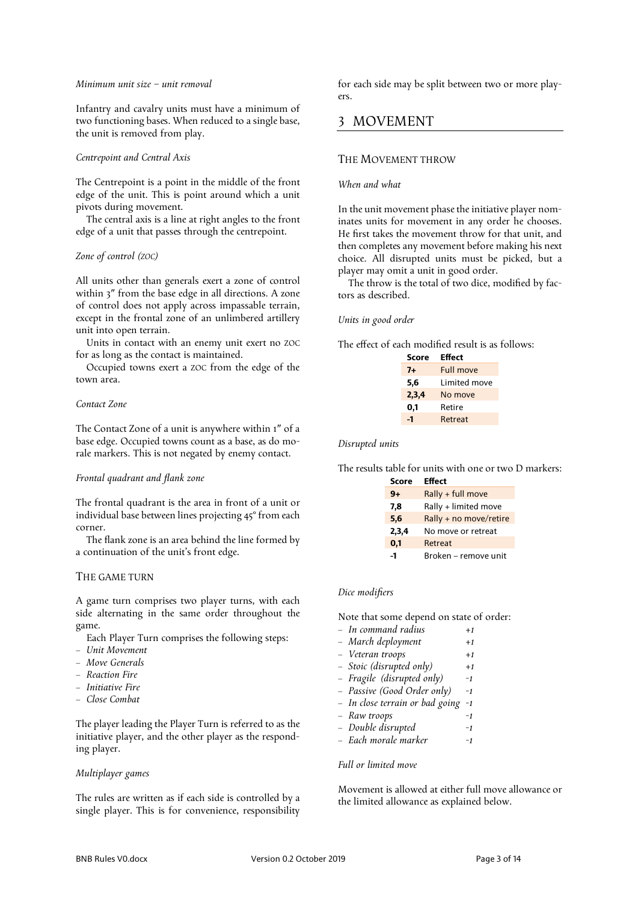*Minimum unit size – unit removal*

Infantry and cavalry units must have a minimum of two functioning bases. When reduced to a single base, the unit is removed from play.

*Centrepoint and Central Axis*

The Centrepoint is a point in the middle of the front edge of the unit. This is point around which a unit pivots during movement.

The central axis is a line at right angles to the front edge of a unit that passes through the centrepoint.

*Zone of control (ZOC)*

All units other than generals exert a zone of control within 3″ from the base edge in all directions. A zone of control does not apply across impassable terrain, except in the frontal zone of an unlimbered artillery unit into open terrain.

Units in contact with an enemy unit exert no ZOC for as long as the contact is maintained.

Occupied towns exert a ZOC from the edge of the town area.

*Contact Zone*

The Contact Zone of a unit is anywhere within 1″ of a base edge. Occupied towns count as a base, as do morale markers. This is not negated by enemy contact.

*Frontal quadrant and flank zone*

The frontal quadrant is the area in front of a unit or individual base between lines projecting 45° from each corner.

The flank zone is an area behind the line formed by a continuation of the unit's front edge.

## The Game Turn

A game turn comprises two player turns, with each side alternating in the same order throughout the game.

Each Player Turn comprises the following steps:

- *Unit Movement*
- *Move Generals*
- *Reaction Fire*
- *Initiative Fire*
- *Close Combat*

The player leading the Player Turn is referred to as the initiative player, and the other player as the responding player.

*Multiplayer games*

The rules are written as if each side is controlled by a single player. This is for convenience, responsibility for each side may be split between two or more players.

# 3 Movement

## The Movement Throw

*When and what*

In the unit movement phase the initiative player nominates units for movement in any order he chooses. He first takes the movement throw for that unit, and then completes any movement before making his next choice. All disrupted units must be picked, but a player may omit a unit in good order.

The throw is the total of two dice, modified by factors as described.

*Units in good order*

The effect of each modified result is as follows:

| Score | Effect |
|---|---|
| 7+ | Full move |
| 5,6 | Limited move |
| 2,3,4 | No move |
| 0,1 | Retire |
| -1 | Retreat |

*Disrupted units*

The results table for units with one or two D markers:

| Score | Effect |
|---|---|
| 9+ | Rally + full move |
| 7,8 | Rally + limited move |
| 5,6 | Rally + no move/retire |
| 2,3,4 | No move or retreat |
| 0,1 | Retreat |
| -1 | Broken – remove unit |

*Dice modifiers*

Note that some depend on state of order:

- *In command radius* +1
- *March deployment* +1
- *Veteran troops* +1
- *Stoic (disrupted only)* +1
- *Fragile (disrupted only)* -1
- *Passive (Good Order only)* -1
- *In close terrain or bad going* -1
- *Raw troops* -1
- *Double disrupted* -1
- *Each morale marker* -1

*Full or limited move*

Movement is allowed at either full move allowance or the limited allowance as explained below.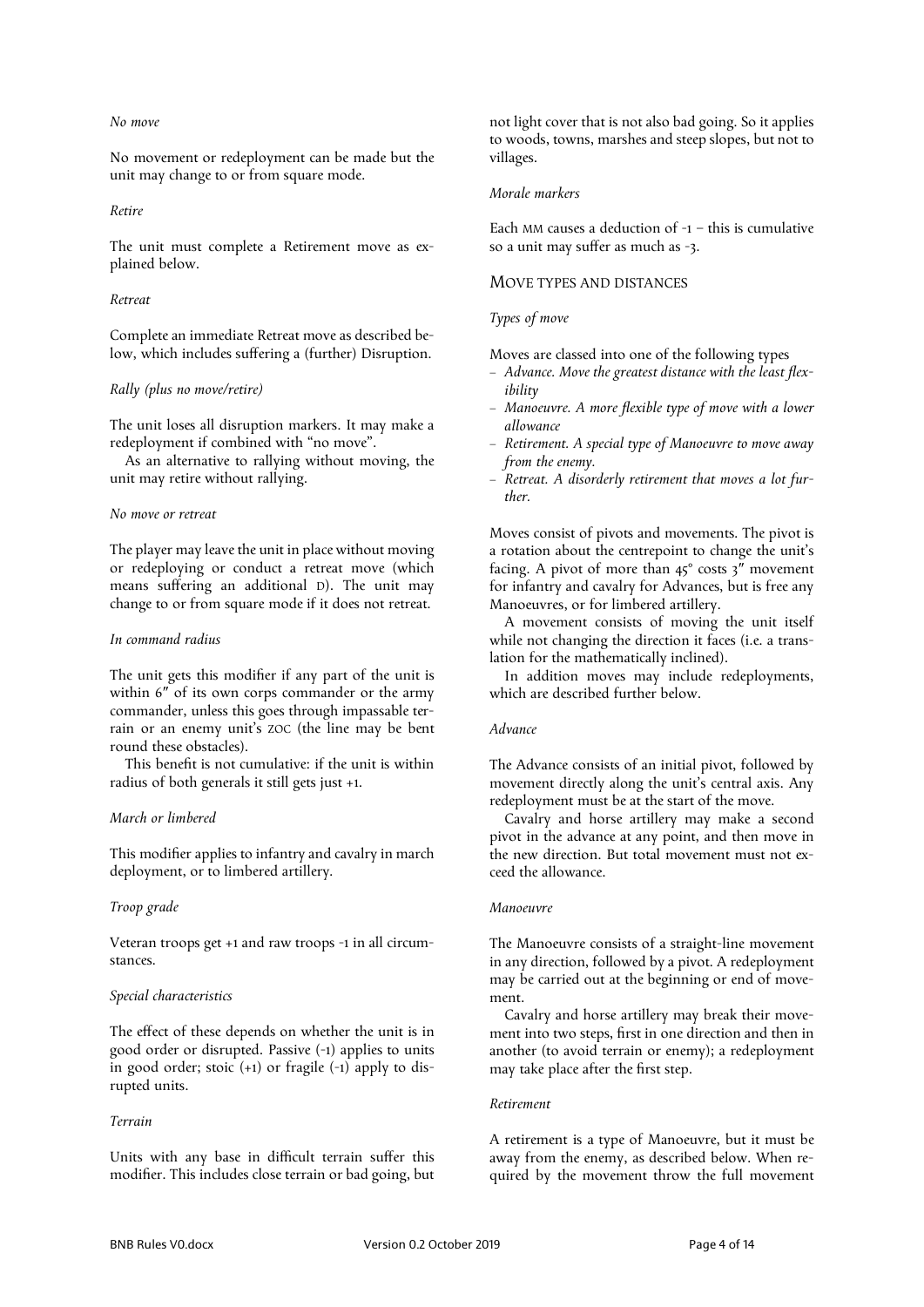*No move*

No movement or redeployment can be made but the unit may change to or from square mode.

*Retire*

The unit must complete a Retirement move as explained below.

*Retreat*

Complete an immediate Retreat move as described below, which includes suffering a (further) Disruption.

*Rally (plus no move/retire)*

The unit loses all disruption markers. It may make a redeployment if combined with "no move".

As an alternative to rallying without moving, the unit may retire without rallying.

*No move or retreat*

The player may leave the unit in place without moving or redeploying or conduct a retreat move (which means suffering an additional D). The unit may change to or from square mode if it does not retreat.

*In command radius*

The unit gets this modifier if any part of the unit is within 6″ of its own corps commander or the army commander, unless this goes through impassable terrain or an enemy unit's ZOC (the line may be bent round these obstacles).

This benefit is not cumulative: if the unit is within radius of both generals it still gets just +1.

*March or limbered*

This modifier applies to infantry and cavalry in march deployment, or to limbered artillery.

*Troop grade*

Veteran troops get +1 and raw troops -1 in all circumstances.

*Special characteristics*

The effect of these depends on whether the unit is in good order or disrupted. Passive (-1) applies to units in good order; stoic (+1) or fragile (-1) apply to disrupted units.

*Terrain*

Units with any base in difficult terrain suffer this modifier. This includes close terrain or bad going, but not light cover that is not also bad going. So it applies to woods, towns, marshes and steep slopes, but not to villages.

*Morale markers*

Each MM causes a deduction of -1 – this is cumulative so a unit may suffer as much as -3.

## MOVE TYPES AND DISTANCES

*Types of move*

Moves are classed into one of the following types

- *Advance. Move the greatest distance with the least flexibility*
- *Manoeuvre. A more flexible type of move with a lower allowance*
- *Retirement. A special type of Manoeuvre to move away from the enemy.*
- *Retreat. A disorderly retirement that moves a lot further.*

Moves consist of pivots and movements. The pivot is a rotation about the centrepoint to change the unit's facing. A pivot of more than 45° costs 3″ movement for infantry and cavalry for Advances, but is free any Manoeuvres, or for limbered artillery.

A movement consists of moving the unit itself while not changing the direction it faces (i.e. a translation for the mathematically inclined).

In addition moves may include redeployments, which are described further below.

*Advance*

The Advance consists of an initial pivot, followed by movement directly along the unit's central axis. Any redeployment must be at the start of the move.

Cavalry and horse artillery may make a second pivot in the advance at any point, and then move in the new direction. But total movement must not exceed the allowance.

*Manoeuvre*

The Manoeuvre consists of a straight-line movement in any direction, followed by a pivot. A redeployment may be carried out at the beginning or end of movement.

Cavalry and horse artillery may break their movement into two steps, first in one direction and then in another (to avoid terrain or enemy); a redeployment may take place after the first step.

*Retirement*

A retirement is a type of Manoeuvre, but it must be away from the enemy, as described below. When required by the movement throw the full movement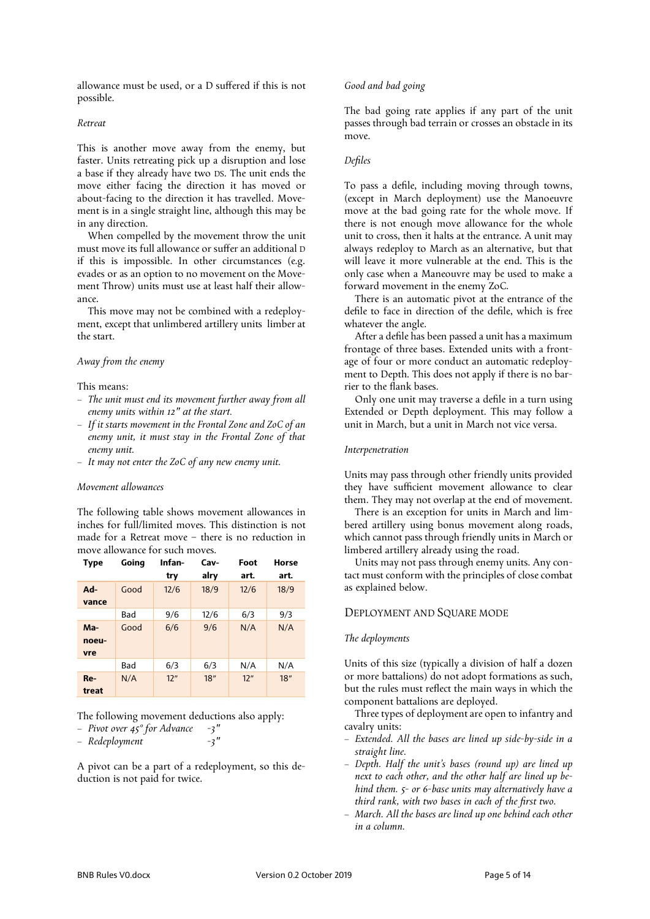allowance must be used, or a D suffered if this is not possible.

*Retreat*

This is another move away from the enemy, but faster. Units retreating pick up a disruption and lose a base if they already have two DS. The unit ends the move either facing the direction it has moved or about-facing to the direction it has travelled. Movement is in a single straight line, although this may be in any direction.

When compelled by the movement throw the unit must move its full allowance or suffer an additional D if this is impossible. In other circumstances (e.g. evades or as an option to no movement on the Movement Throw) units must use at least half their allowance.

This move may not be combined with a redeployment, except that unlimbered artillery units limber at the start.

*Away from the enemy*

This means:

- *The unit must end its movement further away from all enemy units within 12″ at the start.*
- *If it starts movement in the Frontal Zone and ZoC of an enemy unit, it must stay in the Frontal Zone of that enemy unit.*
- *It may not enter the ZoC of any new enemy unit.*

*Movement allowances*

The following table shows movement allowances in inches for full/limited moves. This distinction is not made for a Retreat move – there is no reduction in move allowance for such moves.

| Type | Going | Infantry | Cavalry | Foot art. | Horse art. |
|---|---|---|---|---|---|
| **Advance** | Good | 12/6 | 18/9 | 12/6 | 18/9 |
| | Bad | 9/6 | 12/6 | 6/3 | 9/3 |
| **Manoeuvre** | Good | 6/6 | 9/6 | N/A | N/A |
| | Bad | 6/3 | 6/3 | N/A | N/A |
| **Retreat** | N/A | 12″ | 18″ | 12″ | 18″ |

The following movement deductions also apply:

- *Pivot over 45° for Advance -3″*
- *Redeployment -3″*

A pivot can be a part of a redeployment, so this deduction is not paid for twice.

*Good and bad going*

The bad going rate applies if any part of the unit passes through bad terrain or crosses an obstacle in its move.

*Defiles*

To pass a defile, including moving through towns, (except in March deployment) use the Manoeuvre move at the bad going rate for the whole move. If there is not enough move allowance for the whole unit to cross, then it halts at the entrance. A unit may always redeploy to March as an alternative, but that will leave it more vulnerable at the end. This is the only case when a Maneouvre may be used to make a forward movement in the enemy ZoC.

There is an automatic pivot at the entrance of the defile to face in direction of the defile, which is free whatever the angle.

After a defile has been passed a unit has a maximum frontage of three bases. Extended units with a frontage of four or more conduct an automatic redeployment to Depth. This does not apply if there is no barrier to the flank bases.

Only one unit may traverse a defile in a turn using Extended or Depth deployment. This may follow a unit in March, but a unit in March not vice versa.

*Interpenetration*

Units may pass through other friendly units provided they have sufficient movement allowance to clear them. They may not overlap at the end of movement.

There is an exception for units in March and limbered artillery using bonus movement along roads, which cannot pass through friendly units in March or limbered artillery already using the road.

Units may not pass through enemy units. Any contact must conform with the principles of close combat as explained below.

## Deployment and Square mode

*The deployments*

Units of this size (typically a division of half a dozen or more battalions) do not adopt formations as such, but the rules must reflect the main ways in which the component battalions are deployed.

Three types of deployment are open to infantry and cavalry units:

- *Extended. All the bases are lined up side-by-side in a straight line.*
- *Depth. Half the unit's bases (round up) are lined up next to each other, and the other half are lined up behind them. 5- or 6-base units may alternatively have a third rank, with two bases in each of the first two.*
- *March. All the bases are lined up one behind each other in a column.*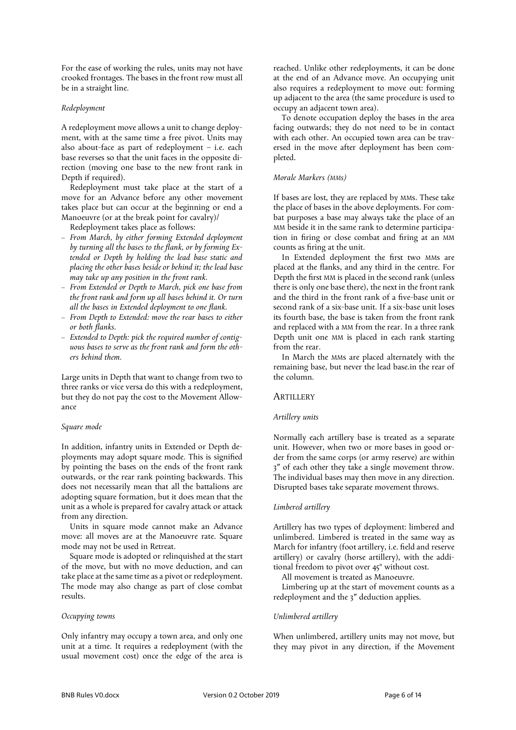For the ease of working the rules, units may not have crooked frontages. The bases in the front row must all be in a straight line.

### *Redeployment*

A redeployment move allows a unit to change deployment, with at the same time a free pivot. Units may also about-face as part of redeployment – i.e. each base reverses so that the unit faces in the opposite direction (moving one base to the new front rank in Depth if required).

Redeployment must take place at the start of a move for an Advance before any other movement takes place but can occur at the beginning or end a Manoeuvre (or at the break point for cavalry)/

Redeployment takes place as follows:

- *From March, by either forming Extended deployment by turning all the bases to the flank, or by forming Extended or Depth by holding the lead base static and placing the other bases beside or behind it; the lead base may take up any position in the front rank.*
- *From Extended or Depth to March, pick one base from the front rank and form up all bases behind it. Or turn all the bases in Extended deployment to one flank.*
- *From Depth to Extended: move the rear bases to either or both flanks.*
- *Extended to Depth: pick the required number of contiguous bases to serve as the front rank and form the others behind them.*

Large units in Depth that want to change from two to three ranks or vice versa do this with a redeployment, but they do not pay the cost to the Movement Allowance

### *Square mode*

In addition, infantry units in Extended or Depth deployments may adopt square mode. This is signified by pointing the bases on the ends of the front rank outwards, or the rear rank pointing backwards. This does not necessarily mean that all the battalions are adopting square formation, but it does mean that the unit as a whole is prepared for cavalry attack or attack from any direction.

Units in square mode cannot make an Advance move: all moves are at the Manoeuvre rate. Square mode may not be used in Retreat.

Square mode is adopted or relinquished at the start of the move, but with no move deduction, and can take place at the same time as a pivot or redeployment. The mode may also change as part of close combat results.

### *Occupying towns*

Only infantry may occupy a town area, and only one unit at a time. It requires a redeployment (with the usual movement cost) once the edge of the area is reached. Unlike other redeployments, it can be done at the end of an Advance move. An occupying unit also requires a redeployment to move out: forming up adjacent to the area (the same procedure is used to occupy an adjacent town area).

To denote occupation deploy the bases in the area facing outwards; they do not need to be in contact with each other. An occupied town area can be traversed in the move after deployment has been completed.

### *Morale Markers (MMs)*

If bases are lost, they are replaced by MMs. These take the place of bases in the above deployments. For combat purposes a base may always take the place of an MM beside it in the same rank to determine participation in firing or close combat and firing at an MM counts as firing at the unit.

In Extended deployment the first two MMs are placed at the flanks, and any third in the centre. For Depth the first MM is placed in the second rank (unless there is only one base there), the next in the front rank and the third in the front rank of a five-base unit or second rank of a six-base unit. If a six-base unit loses its fourth base, the base is taken from the front rank and replaced with a MM from the rear. In a three rank Depth unit one MM is placed in each rank starting from the rear.

In March the MMs are placed alternately with the remaining base, but never the lead base.in the rear of the column.

## Artillery

### *Artillery units*

Normally each artillery base is treated as a separate unit. However, when two or more bases in good order from the same corps (or army reserve) are within 3″ of each other they take a single movement throw. The individual bases may then move in any direction. Disrupted bases take separate movement throws.

### *Limbered artillery*

Artillery has two types of deployment: limbered and unlimbered. Limbered is treated in the same way as March for infantry (foot artillery, i.e. field and reserve artillery) or cavalry (horse artillery), with the additional freedom to pivot over 45° without cost.

All movement is treated as Manoeuvre.

Limbering up at the start of movement counts as a redeployment and the 3″ deduction applies.

### *Unlimbered artillery*

When unlimbered, artillery units may not move, but they may pivot in any direction, if the Movement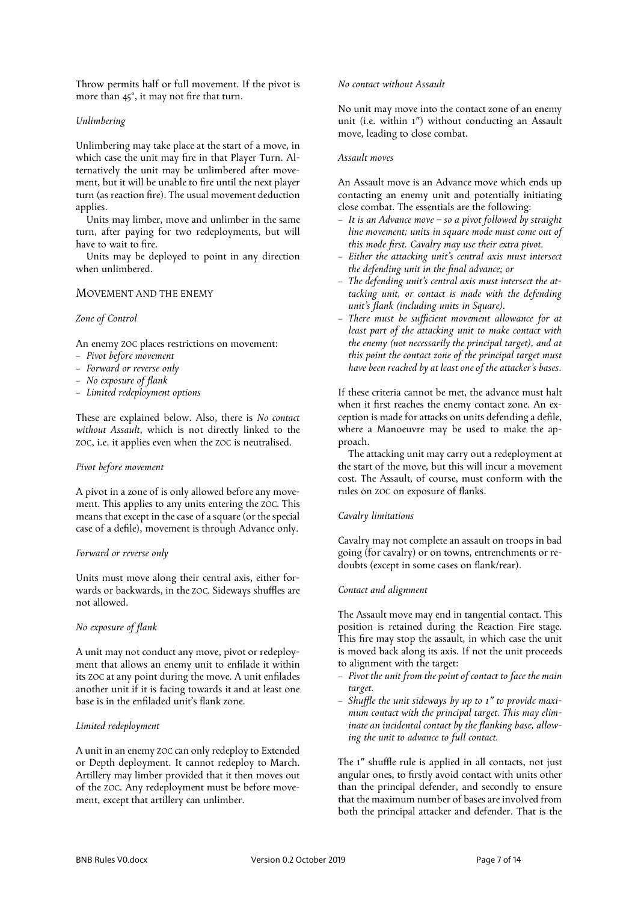Throw permits half or full movement. If the pivot is more than 45°, it may not fire that turn.

*Unlimbering*

Unlimbering may take place at the start of a move, in which case the unit may fire in that Player Turn. Alternatively the unit may be unlimbered after movement, but it will be unable to fire until the next player turn (as reaction fire). The usual movement deduction applies.

Units may limber, move and unlimber in the same turn, after paying for two redeployments, but will have to wait to fire.

Units may be deployed to point in any direction when unlimbered.

## MOVEMENT AND THE ENEMY

*Zone of Control*

An enemy ZOC places restrictions on movement:

- *Pivot before movement*
- *Forward or reverse only*
- *No exposure of flank*
- *Limited redeployment options*

These are explained below. Also, there is *No contact without Assault*, which is not directly linked to the ZOC, i.e. it applies even when the ZOC is neutralised.

*Pivot before movement*

A pivot in a zone of is only allowed before any movement. This applies to any units entering the ZOC. This means that except in the case of a square (or the special case of a defile), movement is through Advance only.

*Forward or reverse only*

Units must move along their central axis, either forwards or backwards, in the ZOC. Sideways shuffles are not allowed.

*No exposure of flank*

A unit may not conduct any move, pivot or redeployment that allows an enemy unit to enfilade it within its ZOC at any point during the move. A unit enfilades another unit if it is facing towards it and at least one base is in the enfiladed unit's flank zone.

*Limited redeployment*

A unit in an enemy ZOC can only redeploy to Extended or Depth deployment. It cannot redeploy to March. Artillery may limber provided that it then moves out of the ZOC. Any redeployment must be before movement, except that artillery can unlimber.

*No contact without Assault*

No unit may move into the contact zone of an enemy unit (i.e. within 1″) without conducting an Assault move, leading to close combat.

*Assault moves*

An Assault move is an Advance move which ends up contacting an enemy unit and potentially initiating close combat. The essentials are the following:

- *It is an Advance move – so a pivot followed by straight line movement; units in square mode must come out of this mode first. Cavalry may use their extra pivot.*
- *Either the attacking unit's central axis must intersect the defending unit in the final advance; or*
- *The defending unit's central axis must intersect the attacking unit, or contact is made with the defending unit's flank (including units in Square).*
- *There must be sufficient movement allowance for at least part of the attacking unit to make contact with the enemy (not necessarily the principal target), and at this point the contact zone of the principal target must have been reached by at least one of the attacker's bases.*

If these criteria cannot be met, the advance must halt when it first reaches the enemy contact zone. An exception is made for attacks on units defending a defile, where a Manoeuvre may be used to make the approach.

The attacking unit may carry out a redeployment at the start of the move, but this will incur a movement cost. The Assault, of course, must conform with the rules on ZOC on exposure of flanks.

*Cavalry limitations*

Cavalry may not complete an assault on troops in bad going (for cavalry) or on towns, entrenchments or redoubts (except in some cases on flank/rear).

*Contact and alignment*

The Assault move may end in tangential contact. This position is retained during the Reaction Fire stage. This fire may stop the assault, in which case the unit is moved back along its axis. If not the unit proceeds to alignment with the target:

- *Pivot the unit from the point of contact to face the main target.*
- *Shuffle the unit sideways by up to 1″ to provide maximum contact with the principal target. This may eliminate an incidental contact by the flanking base, allowing the unit to advance to full contact.*

The 1″ shuffle rule is applied in all contacts, not just angular ones, to firstly avoid contact with units other than the principal defender, and secondly to ensure that the maximum number of bases are involved from both the principal attacker and defender. That is the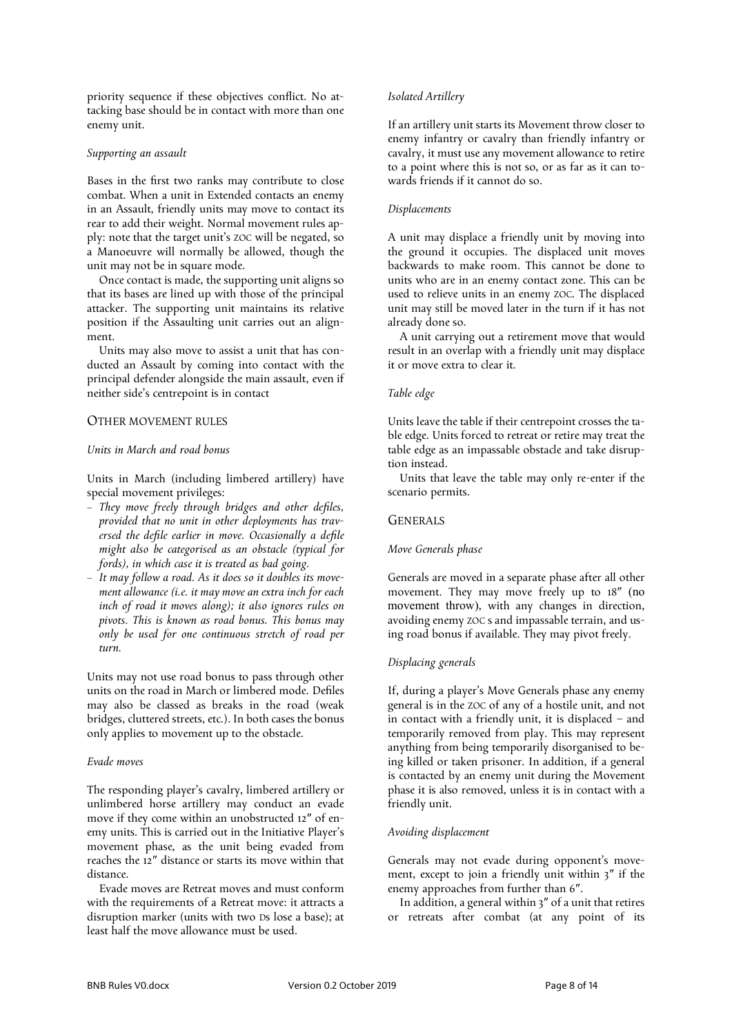priority sequence if these objectives conflict. No attacking base should be in contact with more than one enemy unit.

*Supporting an assault*

Bases in the first two ranks may contribute to close combat. When a unit in Extended contacts an enemy in an Assault, friendly units may move to contact its rear to add their weight. Normal movement rules apply: note that the target unit's ZOC will be negated, so a Manoeuvre will normally be allowed, though the unit may not be in square mode.

Once contact is made, the supporting unit aligns so that its bases are lined up with those of the principal attacker. The supporting unit maintains its relative position if the Assaulting unit carries out an alignment.

Units may also move to assist a unit that has conducted an Assault by coming into contact with the principal defender alongside the main assault, even if neither side's centrepoint is in contact

## OTHER MOVEMENT RULES

*Units in March and road bonus*

Units in March (including limbered artillery) have special movement privileges:

- *They move freely through bridges and other defiles, provided that no unit in other deployments has traversed the defile earlier in move. Occasionally a defile might also be categorised as an obstacle (typical for fords), in which case it is treated as bad going.*
- *It may follow a road. As it does so it doubles its movement allowance (i.e. it may move an extra inch for each inch of road it moves along); it also ignores rules on pivots. This is known as road bonus. This bonus may only be used for one continuous stretch of road per turn.*

Units may not use road bonus to pass through other units on the road in March or limbered mode. Defiles may also be classed as breaks in the road (weak bridges, cluttered streets, etc.). In both cases the bonus only applies to movement up to the obstacle.

*Evade moves*

The responding player's cavalry, limbered artillery or unlimbered horse artillery may conduct an evade move if they come within an unobstructed 12″ of enemy units. This is carried out in the Initiative Player's movement phase, as the unit being evaded from reaches the 12″ distance or starts its move within that distance.

Evade moves are Retreat moves and must conform with the requirements of a Retreat move: it attracts a disruption marker (units with two Ds lose a base); at least half the move allowance must be used.

*Isolated Artillery*

If an artillery unit starts its Movement throw closer to enemy infantry or cavalry than friendly infantry or cavalry, it must use any movement allowance to retire to a point where this is not so, or as far as it can towards friends if it cannot do so.

*Displacements*

A unit may displace a friendly unit by moving into the ground it occupies. The displaced unit moves backwards to make room. This cannot be done to units who are in an enemy contact zone. This can be used to relieve units in an enemy ZOC. The displaced unit may still be moved later in the turn if it has not already done so.

A unit carrying out a retirement move that would result in an overlap with a friendly unit may displace it or move extra to clear it.

*Table edge*

Units leave the table if their centrepoint crosses the table edge. Units forced to retreat or retire may treat the table edge as an impassable obstacle and take disruption instead.

Units that leave the table may only re-enter if the scenario permits.

## GENERALS

*Move Generals phase*

Generals are moved in a separate phase after all other movement. They may move freely up to 18″ (no movement throw), with any changes in direction, avoiding enemy ZOC s and impassable terrain, and using road bonus if available. They may pivot freely.

*Displacing generals*

If, during a player's Move Generals phase any enemy general is in the ZOC of any of a hostile unit, and not in contact with a friendly unit, it is displaced – and temporarily removed from play. This may represent anything from being temporarily disorganised to being killed or taken prisoner. In addition, if a general is contacted by an enemy unit during the Movement phase it is also removed, unless it is in contact with a friendly unit.

*Avoiding displacement*

Generals may not evade during opponent's movement, except to join a friendly unit within 3″ if the enemy approaches from further than 6″.

In addition, a general within 3″ of a unit that retires or retreats after combat (at any point of its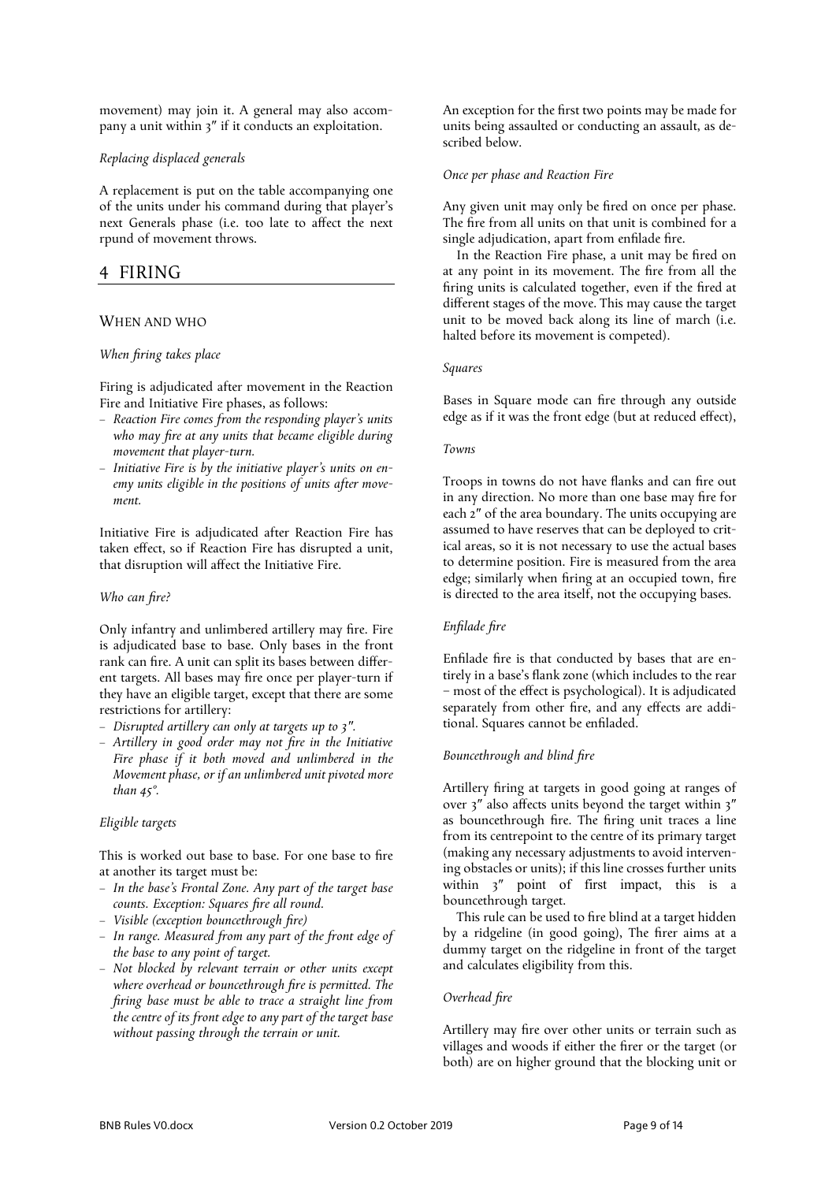movement) may join it. A general may also accompany a unit within 3″ if it conducts an exploitation.

*Replacing displaced generals*

A replacement is put on the table accompanying one of the units under his command during that player's next Generals phase (i.e. too late to affect the next rpund of movement throws.

# 4 FIRING

## WHEN AND WHO

*When firing takes place*

Firing is adjudicated after movement in the Reaction Fire and Initiative Fire phases, as follows:

- *Reaction Fire comes from the responding player's units who may fire at any units that became eligible during movement that player-turn.*
- *Initiative Fire is by the initiative player's units on enemy units eligible in the positions of units after movement.*

Initiative Fire is adjudicated after Reaction Fire has taken effect, so if Reaction Fire has disrupted a unit, that disruption will affect the Initiative Fire.

*Who can fire?*

Only infantry and unlimbered artillery may fire. Fire is adjudicated base to base. Only bases in the front rank can fire. A unit can split its bases between different targets. All bases may fire once per player-turn if they have an eligible target, except that there are some restrictions for artillery:

- *Disrupted artillery can only at targets up to 3″.*
- *Artillery in good order may not fire in the Initiative Fire phase if it both moved and unlimbered in the Movement phase, or if an unlimbered unit pivoted more than 45°.*

*Eligible targets*

This is worked out base to base. For one base to fire at another its target must be:

- *In the base's Frontal Zone. Any part of the target base counts. Exception: Squares fire all round.*
- *Visible (exception bouncethrough fire)*
- *In range. Measured from any part of the front edge of the base to any point of target.*
- *Not blocked by relevant terrain or other units except where overhead or bouncethrough fire is permitted. The firing base must be able to trace a straight line from the centre of its front edge to any part of the target base without passing through the terrain or unit.*

An exception for the first two points may be made for units being assaulted or conducting an assault, as described below.

*Once per phase and Reaction Fire*

Any given unit may only be fired on once per phase. The fire from all units on that unit is combined for a single adjudication, apart from enfilade fire.

In the Reaction Fire phase, a unit may be fired on at any point in its movement. The fire from all the firing units is calculated together, even if the fired at different stages of the move. This may cause the target unit to be moved back along its line of march (i.e. halted before its movement is competed).

*Squares*

Bases in Square mode can fire through any outside edge as if it was the front edge (but at reduced effect),

*Towns*

Troops in towns do not have flanks and can fire out in any direction. No more than one base may fire for each 2″ of the area boundary. The units occupying are assumed to have reserves that can be deployed to critical areas, so it is not necessary to use the actual bases to determine position. Fire is measured from the area edge; similarly when firing at an occupied town, fire is directed to the area itself, not the occupying bases.

*Enfilade fire*

Enfilade fire is that conducted by bases that are entirely in a base's flank zone (which includes to the rear – most of the effect is psychological). It is adjudicated separately from other fire, and any effects are additional. Squares cannot be enfiladed.

*Bouncethrough and blind fire*

Artillery firing at targets in good going at ranges of over 3″ also affects units beyond the target within 3″ as bouncethrough fire. The firing unit traces a line from its centrepoint to the centre of its primary target (making any necessary adjustments to avoid intervening obstacles or units); if this line crosses further units within 3″ point of first impact, this is a bouncethrough target.

This rule can be used to fire blind at a target hidden by a ridgeline (in good going), The firer aims at a dummy target on the ridgeline in front of the target and calculates eligibility from this.

*Overhead fire*

Artillery may fire over other units or terrain such as villages and woods if either the firer or the target (or both) are on higher ground that the blocking unit or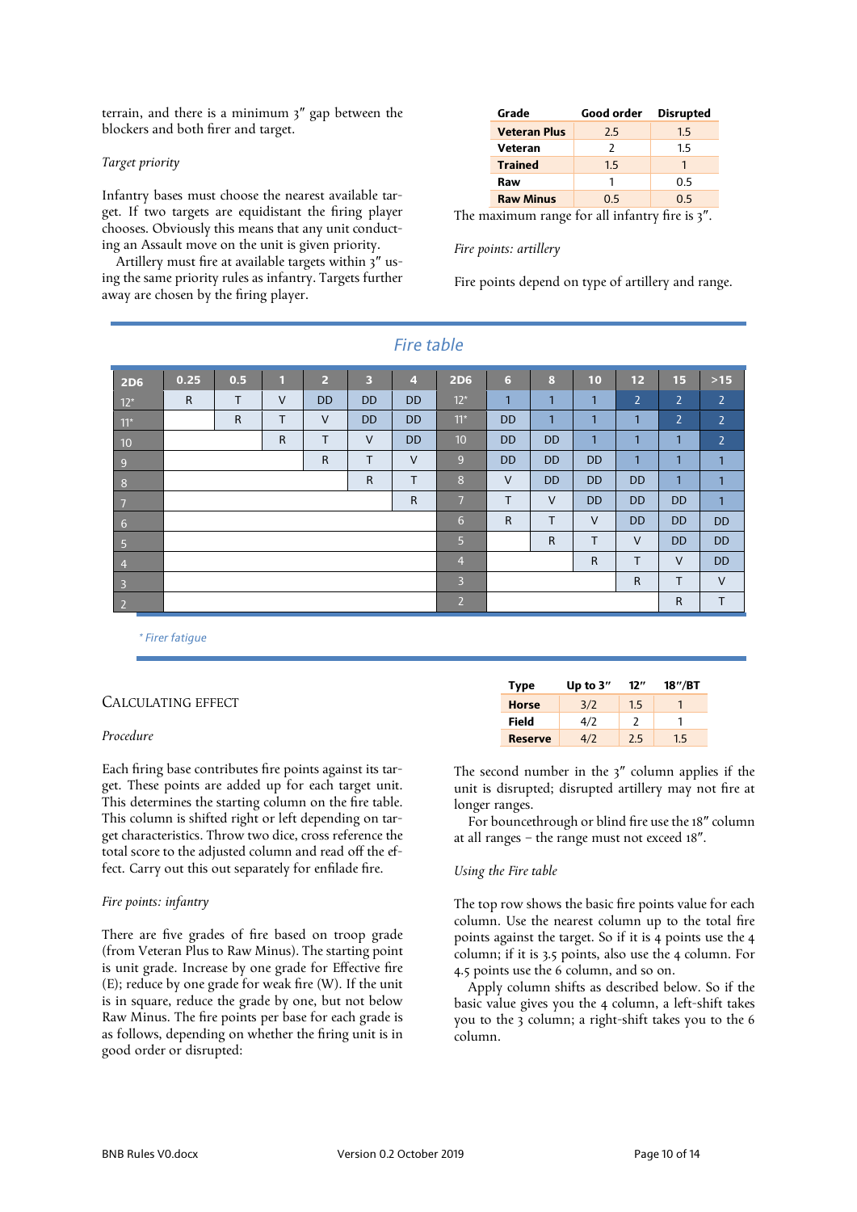terrain, and there is a minimum 3″ gap between the blockers and both firer and target.

*Target priority*

Infantry bases must choose the nearest available target. If two targets are equidistant the firing player chooses. Obviously this means that any unit conducting an Assault move on the unit is given priority.

Artillery must fire at available targets within 3″ using the same priority rules as infantry. Targets further away are chosen by the firing player.

| Grade | Good order | Disrupted |
|---|---|---|
| **Veteran Plus** | 2.5 | 1.5 |
| **Veteran** | 2 | 1.5 |
| **Trained** | 1.5 | 1 |
| **Raw** | 1 | 0.5 |
| **Raw Minus** | 0.5 | 0.5 |

The maximum range for all infantry fire is 3″.

*Fire points: artillery*

Fire points depend on type of artillery and range.

## Fire table

| 2D6 | 0.25 | 0.5 | 1 | 2 | 3 | 4 | 2D6 | 6 | 8 | 10 | 12 | 15 | >15 |
|---|---|---|---|---|---|---|---|---|---|---|---|---|---|
| 12* | R | T | V | DD | DD | DD | 12* | 1 | 1 | 1 | 2 | 2 | 2 |
| 11* | | R | T | V | DD | DD | 11* | DD | 1 | 1 | 1 | 2 | 2 |
| 10 | | | R | T | V | DD | 10 | DD | DD | 1 | 1 | 1 | 2 |
| 9 | | | | R | T | V | 9 | DD | DD | DD | 1 | 1 | 1 |
| 8 | | | | | R | T | 8 | V | DD | DD | DD | 1 | 1 |
| 7 | | | | | | R | 7 | T | V | DD | DD | DD | 1 |
| 6 | | | | | | | 6 | R | T | V | DD | DD | DD |
| 5 | | | | | | | 5 | | R | T | V | DD | DD |
| 4 | | | | | | | 4 | | | R | T | V | DD |
| 3 | | | | | | | 3 | | | | R | T | V |
| 2 | | | | | | | 2 | | | | | R | T |

*\* Firer fatigue*

## Calculating effect

*Procedure*

Each firing base contributes fire points against its target. These points are added up for each target unit. This determines the starting column on the fire table. This column is shifted right or left depending on target characteristics. Throw two dice, cross reference the total score to the adjusted column and read off the effect. Carry out this out separately for enfilade fire.

*Fire points: infantry*

There are five grades of fire based on troop grade (from Veteran Plus to Raw Minus). The starting point is unit grade. Increase by one grade for Effective fire (E); reduce by one grade for weak fire (W). If the unit is in square, reduce the grade by one, but not below Raw Minus. The fire points per base for each grade is as follows, depending on whether the firing unit is in good order or disrupted:

| Type | Up to 3″ | 12″ | 18″/BT |
|---|---|---|---|
| **Horse** | 3/2 | 1.5 | 1 |
| **Field** | 4/2 | 2 | 1 |
| **Reserve** | 4/2 | 2.5 | 1.5 |

The second number in the 3″ column applies if the unit is disrupted; disrupted artillery may not fire at longer ranges.

For bouncethrough or blind fire use the 18″ column at all ranges – the range must not exceed 18″.

*Using the Fire table*

The top row shows the basic fire points value for each column. Use the nearest column up to the total fire points against the target. So if it is 4 points use the 4 column; if it is 3.5 points, also use the 4 column. For 4.5 points use the 6 column, and so on.

Apply column shifts as described below. So if the basic value gives you the 4 column, a left-shift takes you to the 3 column; a right-shift takes you to the 6 column.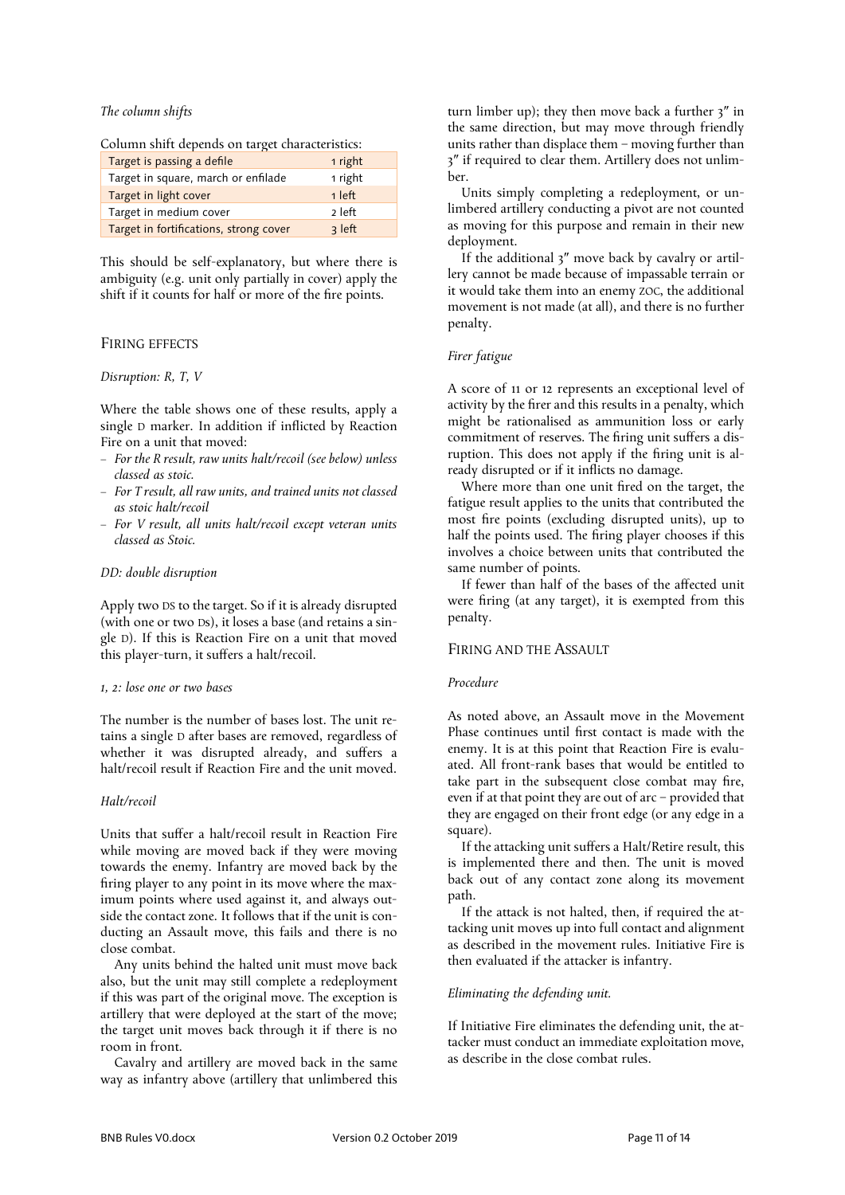*The column shifts*

Column shift depends on target characteristics:

| Target characteristic | Shift |
|---|---|
| Target is passing a defile | 1 right |
| Target in square, march or enfilade | 1 right |
| Target in light cover | 1 left |
| Target in medium cover | 2 left |
| Target in fortifications, strong cover | 3 left |

This should be self-explanatory, but where there is ambiguity (e.g. unit only partially in cover) apply the shift if it counts for half or more of the fire points.

## Firing effects

*Disruption: R, T, V*

Where the table shows one of these results, apply a single D marker. In addition if inflicted by Reaction Fire on a unit that moved:

- *For the R result, raw units halt/recoil (see below) unless classed as stoic.*
- *For T result, all raw units, and trained units not classed as stoic halt/recoil*
- *For V result, all units halt/recoil except veteran units classed as Stoic.*

*DD: double disruption*

Apply two DS to the target. So if it is already disrupted (with one or two Ds), it loses a base (and retains a single D). If this is Reaction Fire on a unit that moved this player-turn, it suffers a halt/recoil.

*1, 2: lose one or two bases*

The number is the number of bases lost. The unit retains a single D after bases are removed, regardless of whether it was disrupted already, and suffers a halt/recoil result if Reaction Fire and the unit moved.

*Halt/recoil*

Units that suffer a halt/recoil result in Reaction Fire while moving are moved back if they were moving towards the enemy. Infantry are moved back by the firing player to any point in its move where the maximum points where used against it, and always outside the contact zone. It follows that if the unit is conducting an Assault move, this fails and there is no close combat.

Any units behind the halted unit must move back also, but the unit may still complete a redeployment if this was part of the original move. The exception is artillery that were deployed at the start of the move; the target unit moves back through it if there is no room in front.

Cavalry and artillery are moved back in the same way as infantry above (artillery that unlimbered this turn limber up); they then move back a further 3″ in the same direction, but may move through friendly units rather than displace them – moving further than 3″ if required to clear them. Artillery does not unlimber.

Units simply completing a redeployment, or unlimbered artillery conducting a pivot are not counted as moving for this purpose and remain in their new deployment.

If the additional 3″ move back by cavalry or artillery cannot be made because of impassable terrain or it would take them into an enemy ZOC, the additional movement is not made (at all), and there is no further penalty.

*Firer fatigue*

A score of 11 or 12 represents an exceptional level of activity by the firer and this results in a penalty, which might be rationalised as ammunition loss or early commitment of reserves. The firing unit suffers a disruption. This does not apply if the firing unit is already disrupted or if it inflicts no damage.

Where more than one unit fired on the target, the fatigue result applies to the units that contributed the most fire points (excluding disrupted units), up to half the points used. The firing player chooses if this involves a choice between units that contributed the same number of points.

If fewer than half of the bases of the affected unit were firing (at any target), it is exempted from this penalty.

## Firing and the Assault

*Procedure*

As noted above, an Assault move in the Movement Phase continues until first contact is made with the enemy. It is at this point that Reaction Fire is evaluated. All front-rank bases that would be entitled to take part in the subsequent close combat may fire, even if at that point they are out of arc – provided that they are engaged on their front edge (or any edge in a square).

If the attacking unit suffers a Halt/Retire result, this is implemented there and then. The unit is moved back out of any contact zone along its movement path.

If the attack is not halted, then, if required the attacking unit moves up into full contact and alignment as described in the movement rules. Initiative Fire is then evaluated if the attacker is infantry.

*Eliminating the defending unit.*

If Initiative Fire eliminates the defending unit, the attacker must conduct an immediate exploitation move, as describe in the close combat rules.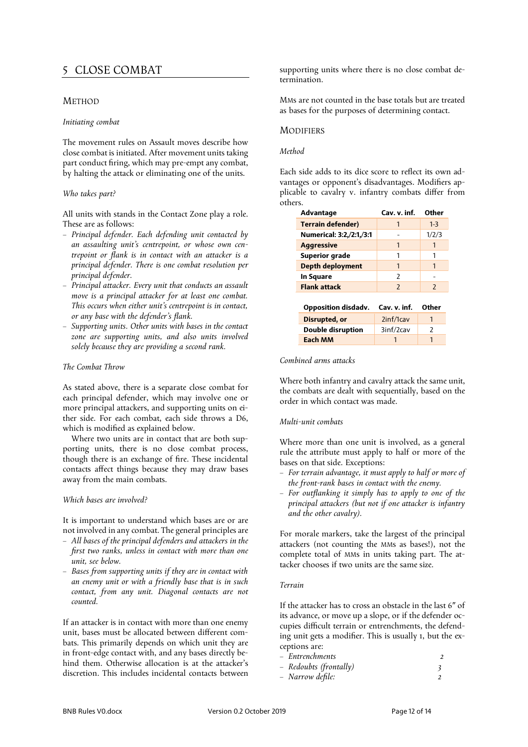# 5 CLOSE COMBAT

## METHOD

*Initiating combat*

The movement rules on Assault moves describe how close combat is initiated. After movement units taking part conduct firing, which may pre-empt any combat, by halting the attack or eliminating one of the units.

*Who takes part?*

All units with stands in the Contact Zone play a role. These are as follows:

- *Principal defender. Each defending unit contacted by an assaulting unit's centrepoint, or whose own centrepoint or flank is in contact with an attacker is a principal defender. There is one combat resolution per principal defender.*
- *Principal attacker. Every unit that conducts an assault move is a principal attacker for at least one combat. This occurs when either unit's centrepoint is in contact, or any base with the defender's flank.*
- *Supporting units. Other units with bases in the contact zone are supporting units, and also units involved solely because they are providing a second rank.*

*The Combat Throw*

As stated above, there is a separate close combat for each principal defender, which may involve one or more principal attackers, and supporting units on either side. For each combat, each side throws a D6, which is modified as explained below.

Where two units are in contact that are both supporting units, there is no close combat process, though there is an exchange of fire. These incidental contacts affect things because they may draw bases away from the main combats.

*Which bases are involved?*

It is important to understand which bases are or are not involved in any combat. The general principles are

- *All bases of the principal defenders and attackers in the first two ranks, unless in contact with more than one unit, see below.*
- *Bases from supporting units if they are in contact with an enemy unit or with a friendly base that is in such contact, from any unit. Diagonal contacts are not counted.*

If an attacker is in contact with more than one enemy unit, bases must be allocated between different combats. This primarily depends on which unit they are in front-edge contact with, and any bases directly behind them. Otherwise allocation is at the attacker's discretion. This includes incidental contacts between supporting units where there is no close combat determination.

MMs are not counted in the base totals but are treated as bases for the purposes of determining contact.

## MODIFIERS

*Method*

Each side adds to its dice score to reflect its own advantages or opponent's disadvantages. Modifiers applicable to cavalry v. infantry combats differ from others.

| Advantage | Cav. v. inf. | Other |
|---|---|---|
| **Terrain defender)** | 1 | 1-3 |
| **Numerical: 3:2,/2:1,/3:1** | - | 1/2/3 |
| **Aggressive** | 1 | 1 |
| **Superior grade** | 1 | 1 |
| **Depth deployment** | 1 | 1 |
| **In Square** | 2 | - |
| **Flank attack** | 2 | 2 |

| Opposition disadv. | Cav. v. inf. | Other |
|---|---|---|
| **Disrupted, or** | 2inf/1cav | 1 |
| **Double disruption** | 3inf/2cav | 2 |
| **Each MM** | 1 | 1 |

*Combined arms attacks*

Where both infantry and cavalry attack the same unit, the combats are dealt with sequentially, based on the order in which contact was made.

*Multi-unit combats*

Where more than one unit is involved, as a general rule the attribute must apply to half or more of the bases on that side. Exceptions:

- *For terrain advantage, it must apply to half or more of the front-rank bases in contact with the enemy.*
- *For outflanking it simply has to apply to one of the principal attackers (but not if one attacker is infantry and the other cavalry).*

For morale markers, take the largest of the principal attackers (not counting the MMs as bases!), not the complete total of MMs in units taking part. The attacker chooses if two units are the same size.

*Terrain*

If the attacker has to cross an obstacle in the last 6″ of its advance, or move up a slope, or if the defender occupies difficult terrain or entrenchments, the defending unit gets a modifier. This is usually 1, but the exceptions are:

- *Entrenchments* 2
- *Redoubts (frontally)* 3
- *Narrow defile:* 2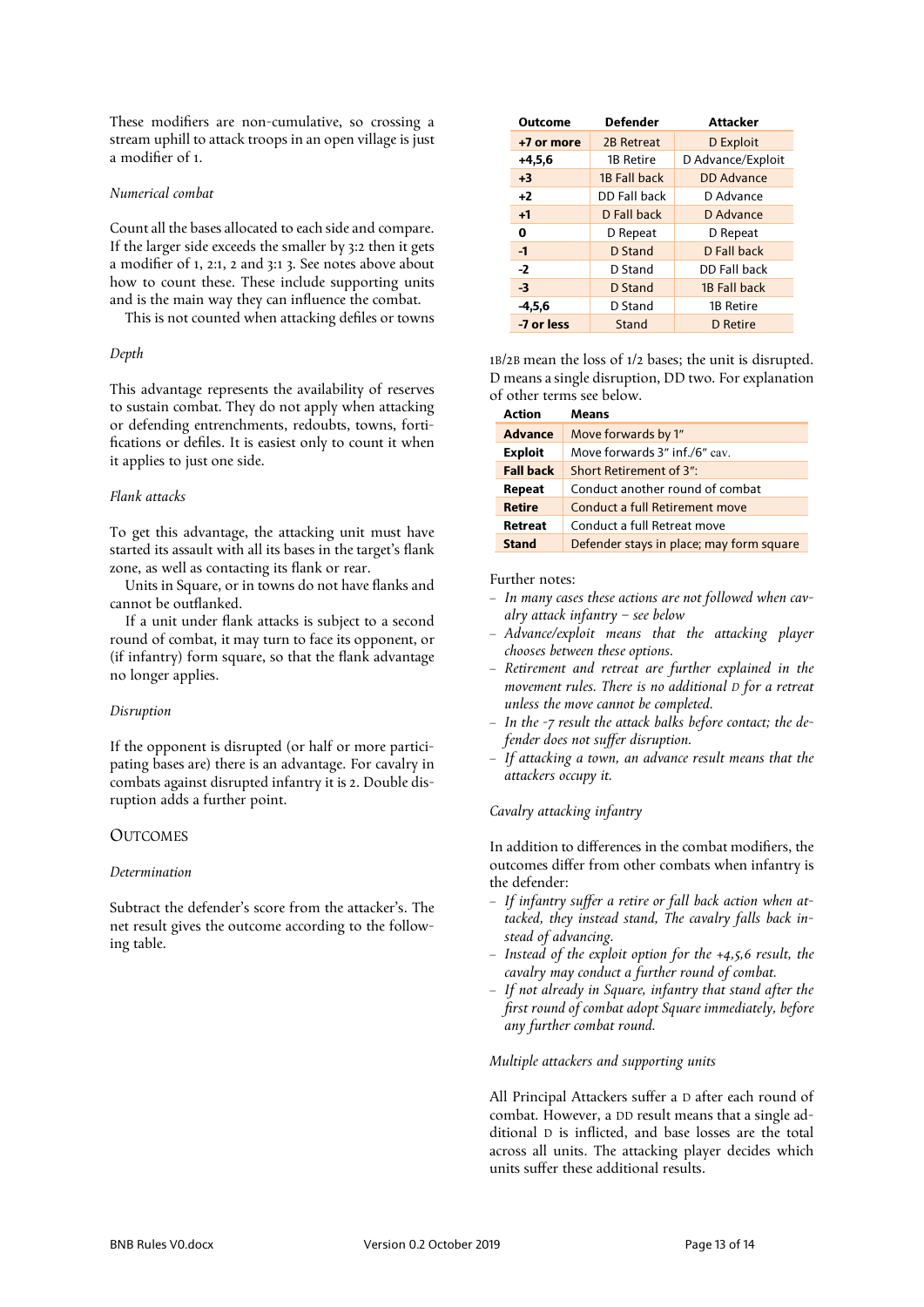These modifiers are non-cumulative, so crossing a stream uphill to attack troops in an open village is just a modifier of 1.

*Numerical combat*

Count all the bases allocated to each side and compare. If the larger side exceeds the smaller by 3:2 then it gets a modifier of 1, 2:1, 2 and 3:1 3. See notes above about how to count these. These include supporting units and is the main way they can influence the combat.

This is not counted when attacking defiles or towns

*Depth*

This advantage represents the availability of reserves to sustain combat. They do not apply when attacking or defending entrenchments, redoubts, towns, fortifications or defiles. It is easiest only to count it when it applies to just one side.

*Flank attacks*

To get this advantage, the attacking unit must have started its assault with all its bases in the target's flank zone, as well as contacting its flank or rear.

Units in Square, or in towns do not have flanks and cannot be outflanked.

If a unit under flank attacks is subject to a second round of combat, it may turn to face its opponent, or (if infantry) form square, so that the flank advantage no longer applies.

*Disruption*

If the opponent is disrupted (or half or more participating bases are) there is an advantage. For cavalry in combats against disrupted infantry it is 2. Double disruption adds a further point.

## Outcomes

*Determination*

Subtract the defender's score from the attacker's. The net result gives the outcome according to the following table.

| Outcome | Defender | Attacker |
|---|---|---|
| **+7 or more** | 2B Retreat | D Exploit |
| **+4,5,6** | 1B Retire | D Advance/Exploit |
| **+3** | 1B Fall back | DD Advance |
| **+2** | DD Fall back | D Advance |
| **+1** | D Fall back | D Advance |
| **0** | D Repeat | D Repeat |
| **-1** | D Stand | D Fall back |
| **-2** | D Stand | DD Fall back |
| **-3** | D Stand | 1B Fall back |
| **-4,5,6** | D Stand | 1B Retire |
| **-7 or less** | Stand | D Retire |

1B/2B mean the loss of 1/2 bases; the unit is disrupted. D means a single disruption, DD two. For explanation of other terms see below.

| Action | Means |
|---|---|
| **Advance** | Move forwards by 1" |
| **Exploit** | Move forwards 3" inf./6" cav. |
| **Fall back** | Short Retirement of 3": |
| **Repeat** | Conduct another round of combat |
| **Retire** | Conduct a full Retirement move |
| **Retreat** | Conduct a full Retreat move |
| **Stand** | Defender stays in place; may form square |

Further notes:

- *In many cases these actions are not followed when cavalry attack infantry – see below*
- *Advance/exploit means that the attacking player chooses between these options.*
- *Retirement and retreat are further explained in the movement rules. There is no additional D for a retreat unless the move cannot be completed.*
- *In the -7 result the attack balks before contact; the defender does not suffer disruption.*
- *If attacking a town, an advance result means that the attackers occupy it.*

*Cavalry attacking infantry*

In addition to differences in the combat modifiers, the outcomes differ from other combats when infantry is the defender:

- *If infantry suffer a retire or fall back action when attacked, they instead stand, The cavalry falls back instead of advancing.*
- *Instead of the exploit option for the +4,5,6 result, the cavalry may conduct a further round of combat.*
- *If not already in Square, infantry that stand after the first round of combat adopt Square immediately, before any further combat round.*

*Multiple attackers and supporting units*

All Principal Attackers suffer a D after each round of combat. However, a DD result means that a single additional D is inflicted, and base losses are the total across all units. The attacking player decides which units suffer these additional results.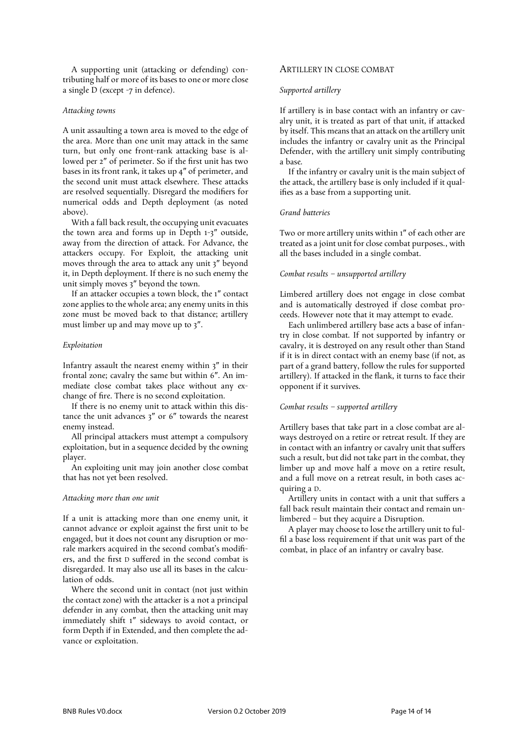A supporting unit (attacking or defending) contributing half or more of its bases to one or more close a single D (except -7 in defence).

*Attacking towns*

A unit assaulting a town area is moved to the edge of the area. More than one unit may attack in the same turn, but only one front-rank attacking base is allowed per 2″ of perimeter. So if the first unit has two bases in its front rank, it takes up 4″ of perimeter, and the second unit must attack elsewhere. These attacks are resolved sequentially. Disregard the modifiers for numerical odds and Depth deployment (as noted above).

With a fall back result, the occupying unit evacuates the town area and forms up in Depth 1-3″ outside, away from the direction of attack. For Advance, the attackers occupy. For Exploit, the attacking unit moves through the area to attack any unit 3″ beyond it, in Depth deployment. If there is no such enemy the unit simply moves 3″ beyond the town.

If an attacker occupies a town block, the 1″ contact zone applies to the whole area; any enemy units in this zone must be moved back to that distance; artillery must limber up and may move up to 3″.

*Exploitation*

Infantry assault the nearest enemy within 3″ in their frontal zone; cavalry the same but within 6″. An immediate close combat takes place without any exchange of fire. There is no second exploitation.

If there is no enemy unit to attack within this distance the unit advances 3″ or 6″ towards the nearest enemy instead.

All principal attackers must attempt a compulsory exploitation, but in a sequence decided by the owning player.

An exploiting unit may join another close combat that has not yet been resolved.

*Attacking more than one unit*

If a unit is attacking more than one enemy unit, it cannot advance or exploit against the first unit to be engaged, but it does not count any disruption or morale markers acquired in the second combat's modifiers, and the first D suffered in the second combat is disregarded. It may also use all its bases in the calculation of odds.

Where the second unit in contact (not just within the contact zone) with the attacker is a not a principal defender in any combat, then the attacking unit may immediately shift 1″ sideways to avoid contact, or form Depth if in Extended, and then complete the advance or exploitation.

## Artillery in close combat

*Supported artillery*

If artillery is in base contact with an infantry or cavalry unit, it is treated as part of that unit, if attacked by itself. This means that an attack on the artillery unit includes the infantry or cavalry unit as the Principal Defender, with the artillery unit simply contributing a base.

If the infantry or cavalry unit is the main subject of the attack, the artillery base is only included if it qualifies as a base from a supporting unit.

*Grand batteries*

Two or more artillery units within 1″ of each other are treated as a joint unit for close combat purposes., with all the bases included in a single combat.

*Combat results – unsupported artillery*

Limbered artillery does not engage in close combat and is automatically destroyed if close combat proceeds. However note that it may attempt to evade.

Each unlimbered artillery base acts a base of infantry in close combat. If not supported by infantry or cavalry, it is destroyed on any result other than Stand if it is in direct contact with an enemy base (if not, as part of a grand battery, follow the rules for supported artillery). If attacked in the flank, it turns to face their opponent if it survives.

*Combat results – supported artillery*

Artillery bases that take part in a close combat are always destroyed on a retire or retreat result. If they are in contact with an infantry or cavalry unit that suffers such a result, but did not take part in the combat, they limber up and move half a move on a retire result, and a full move on a retreat result, in both cases acquiring a D.

Artillery units in contact with a unit that suffers a fall back result maintain their contact and remain unlimbered – but they acquire a Disruption.

A player may choose to lose the artillery unit to fulfil a base loss requirement if that unit was part of the combat, in place of an infantry or cavalry base.